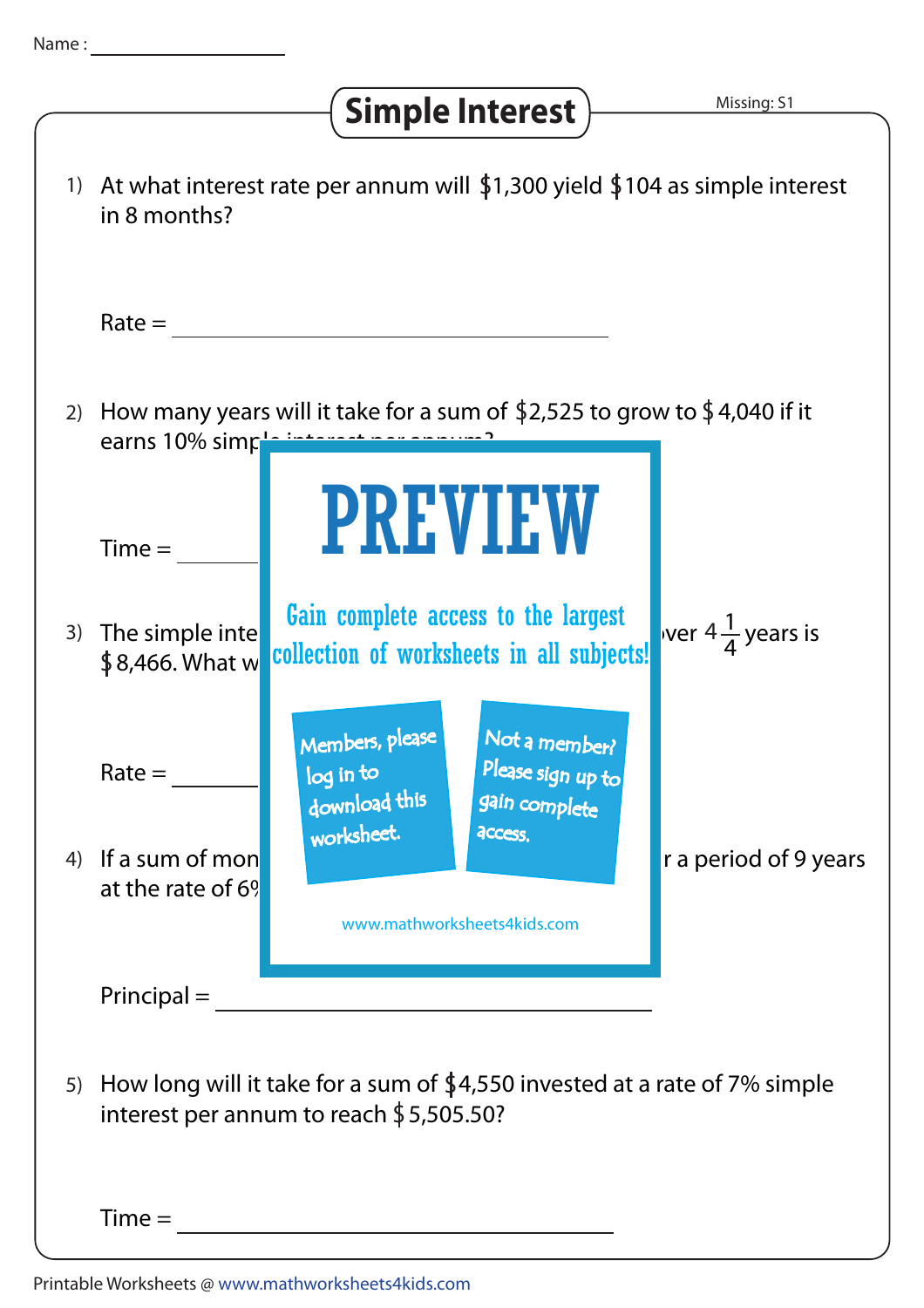Name : ________________

# Simple Interest

Missing: S1

1) At what interest rate per annum will $1,300 yield $104 as simple interest in 8 months?

Rate = ______________________________

2) How many years will it take for a sum of $2,525 to grow to $4,040 if it earns 10% simp

Time = ________

3) The simple inte ver $4\frac{1}{4}$ years is $8,466. What w

Rate = ________

4) If a sum of mon r a period of 9 years at the rate of 6%

Principal = ______________________________

5) How long will it take for a sum of $4,550 invested at a rate of 7% simple interest per annum to reach $5,505.50?

Time = ______________________________

PREVIEW

Gain complete access to the largest collection of worksheets in all subjects!

Members, please log in to download this worksheet.

Not a member? Please sign up to gain complete access.

www.mathworksheets4kids.com

Printable Worksheets @ www.mathworksheets4kids.com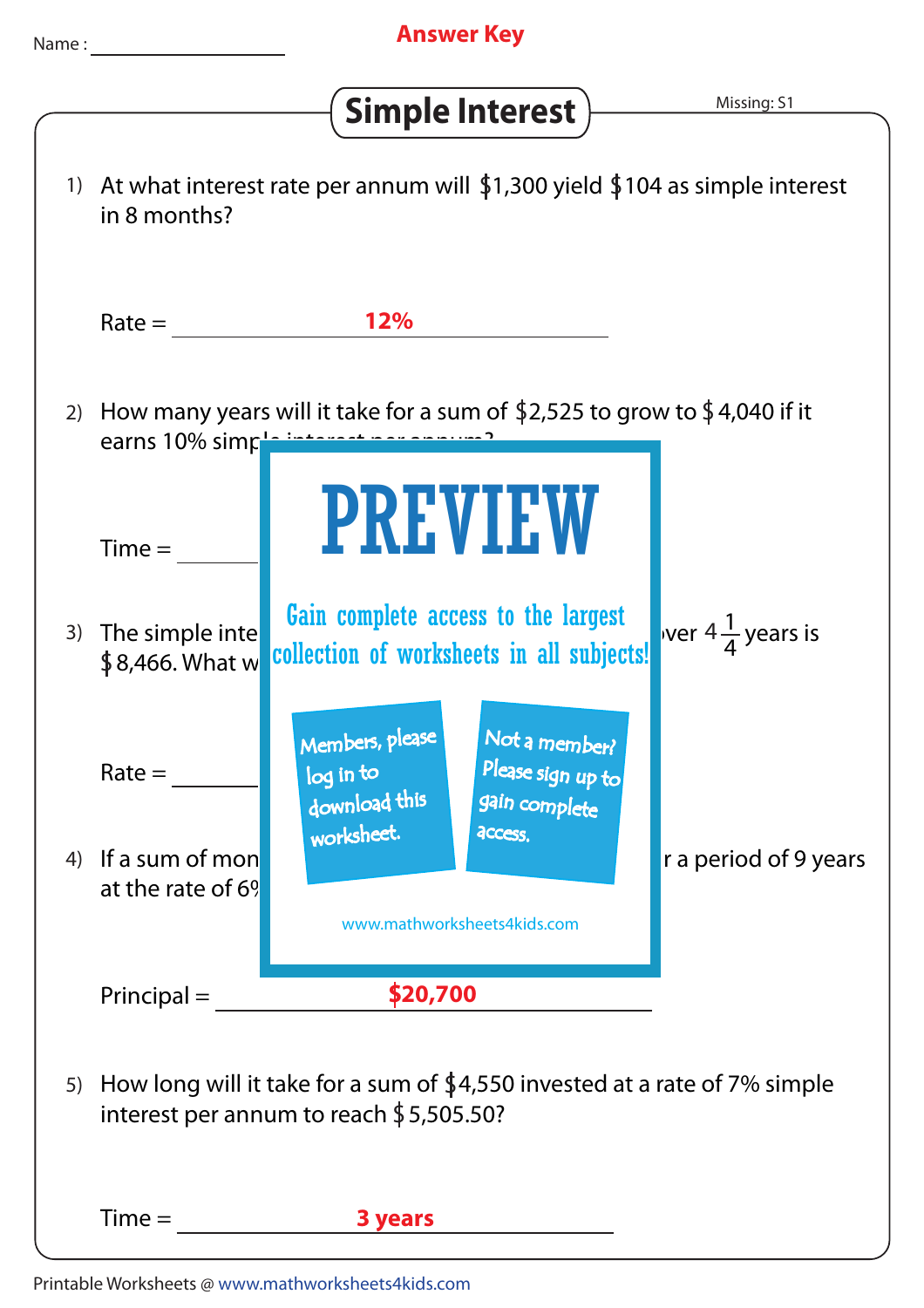Name : ________________

**Answer Key**

# Simple Interest

Missing: S1

1) At what interest rate per annum will $1,300 yield $104 as simple interest in 8 months?

Rate = **12%**

2) How many years will it take for a sum of $2,525 to grow to $4,040 if it earns 10% simp

Time = 

3) The simple inte ... ver $4\frac{1}{4}$ years is $8,466. What w

Rate = 

4) If a sum of mon ... r a period of 9 years at the rate of 6

Principal = **$20,700**

5) How long will it take for a sum of $4,550 invested at a rate of 7% simple interest per annum to reach $5,505.50?

Time = **3 years**

PREVIEW

Gain complete access to the largest collection of worksheets in all subjects!

Members, please log in to download this worksheet.

Not a member? Please sign up to gain complete access.

www.mathworksheets4kids.com

Printable Worksheets @ www.mathworksheets4kids.com